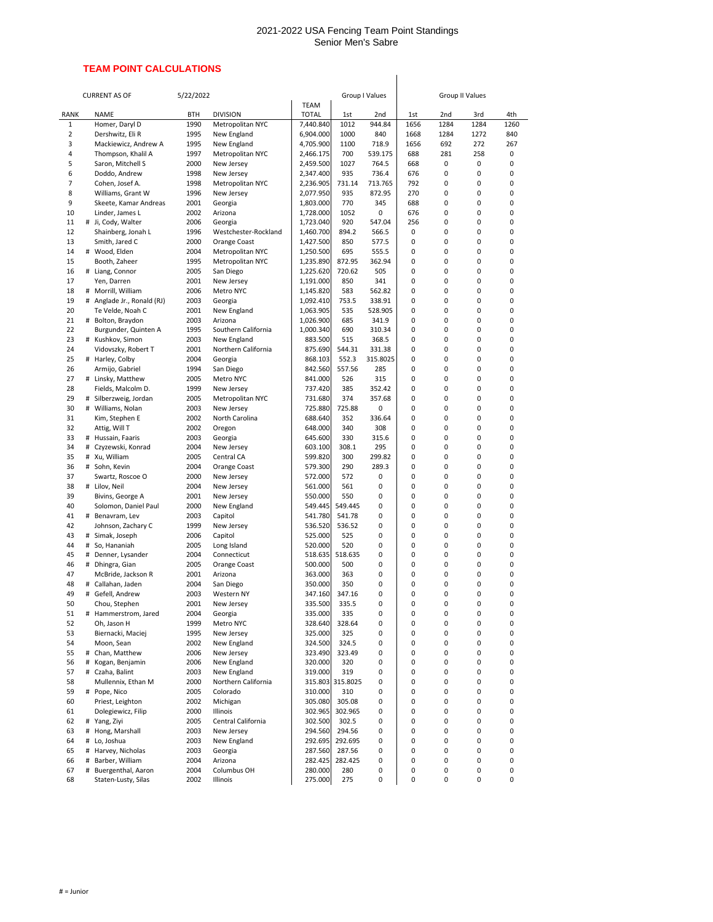# 2021-2022 USA Fencing Team Point Standings
## Senior Men's Sabre

**TEAM POINT CALCULATIONS**

| CURRENT AS OF | | 5/22/2022 | | | Group I Values | | Group II Values | | | |
|---|---|---|---|---|---|---|---|---|---|---|
| RANK | NAME | BTH | DIVISION | TEAM TOTAL | 1st | 2nd | 1st | 2nd | 3rd | 4th |
| 1 | Homer, Daryl D | 1990 | Metropolitan NYC | 7,440.840 | 1012 | 944.84 | 1656 | 1284 | 1284 | 1260 |
| 2 | Dershwitz, Eli R | 1995 | New England | 6,904.000 | 1000 | 840 | 1668 | 1284 | 1272 | 840 |
| 3 | Mackiewicz, Andrew A | 1995 | New England | 4,705.900 | 1100 | 718.9 | 1656 | 692 | 272 | 267 |
| 4 | Thompson, Khalil A | 1997 | Metropolitan NYC | 2,466.175 | 700 | 539.175 | 688 | 281 | 258 | 0 |
| 5 | Saron, Mitchell S | 2000 | New Jersey | 2,459.500 | 1027 | 764.5 | 668 | 0 | 0 | 0 |
| 6 | Doddo, Andrew | 1998 | New Jersey | 2,347.400 | 935 | 736.4 | 676 | 0 | 0 | 0 |
| 7 | Cohen, Josef A. | 1998 | Metropolitan NYC | 2,236.905 | 731.14 | 713.765 | 792 | 0 | 0 | 0 |
| 8 | Williams, Grant W | 1996 | New Jersey | 2,077.950 | 935 | 872.95 | 270 | 0 | 0 | 0 |
| 9 | Skeete, Kamar Andreas | 2001 | Georgia | 1,803.000 | 770 | 345 | 688 | 0 | 0 | 0 |
| 10 | Linder, James L | 2002 | Arizona | 1,728.000 | 1052 | 0 | 676 | 0 | 0 | 0 |
| 11 | # Ji, Cody, Walter | 2006 | Georgia | 1,723.040 | 920 | 547.04 | 256 | 0 | 0 | 0 |
| 12 | Shainberg, Jonah L | 1996 | Westchester-Rockland | 1,460.700 | 894.2 | 566.5 | 0 | 0 | 0 | 0 |
| 13 | Smith, Jared C | 2000 | Orange Coast | 1,427.500 | 850 | 577.5 | 0 | 0 | 0 | 0 |
| 14 | # Wood, Elden | 2004 | Metropolitan NYC | 1,250.500 | 695 | 555.5 | 0 | 0 | 0 | 0 |
| 15 | Booth, Zaheer | 1995 | Metropolitan NYC | 1,235.890 | 872.95 | 362.94 | 0 | 0 | 0 | 0 |
| 16 | # Liang, Connor | 2005 | San Diego | 1,225.620 | 720.62 | 505 | 0 | 0 | 0 | 0 |
| 17 | Yen, Darren | 2001 | New Jersey | 1,191.000 | 850 | 341 | 0 | 0 | 0 | 0 |
| 18 | # Morrill, William | 2006 | Metro NYC | 1,145.820 | 583 | 562.82 | 0 | 0 | 0 | 0 |
| 19 | # Anglade Jr., Ronald (RJ) | 2003 | Georgia | 1,092.410 | 753.5 | 338.91 | 0 | 0 | 0 | 0 |
| 20 | Te Velde, Noah C | 2001 | New England | 1,063.905 | 535 | 528.905 | 0 | 0 | 0 | 0 |
| 21 | # Bolton, Braydon | 2003 | Arizona | 1,026.900 | 685 | 341.9 | 0 | 0 | 0 | 0 |
| 22 | Burgunder, Quinten A | 1995 | Southern California | 1,000.340 | 690 | 310.34 | 0 | 0 | 0 | 0 |
| 23 | # Kushkov, Simon | 2003 | New England | 883.500 | 515 | 368.5 | 0 | 0 | 0 | 0 |
| 24 | Vidovszky, Robert T | 2001 | Northern California | 875.690 | 544.31 | 331.38 | 0 | 0 | 0 | 0 |
| 25 | # Harley, Colby | 2004 | Georgia | 868.103 | 552.3 | 315.8025 | 0 | 0 | 0 | 0 |
| 26 | Armijo, Gabriel | 1994 | San Diego | 842.560 | 557.56 | 285 | 0 | 0 | 0 | 0 |
| 27 | # Linsky, Matthew | 2005 | Metro NYC | 841.000 | 526 | 315 | 0 | 0 | 0 | 0 |
| 28 | Fields, Malcolm D. | 1999 | New Jersey | 737.420 | 385 | 352.42 | 0 | 0 | 0 | 0 |
| 29 | # Silberzweig, Jordan | 2005 | Metropolitan NYC | 731.680 | 374 | 357.68 | 0 | 0 | 0 | 0 |
| 30 | # Williams, Nolan | 2003 | New Jersey | 725.880 | 725.88 | 0 | 0 | 0 | 0 | 0 |
| 31 | Kim, Stephen E | 2002 | North Carolina | 688.640 | 352 | 336.64 | 0 | 0 | 0 | 0 |
| 32 | Attig, Will T | 2002 | Oregon | 648.000 | 340 | 308 | 0 | 0 | 0 | 0 |
| 33 | # Hussain, Faaris | 2003 | Georgia | 645.600 | 330 | 315.6 | 0 | 0 | 0 | 0 |
| 34 | # Czyzewski, Konrad | 2004 | New Jersey | 603.100 | 308.1 | 295 | 0 | 0 | 0 | 0 |
| 35 | # Xu, William | 2005 | Central CA | 599.820 | 300 | 299.82 | 0 | 0 | 0 | 0 |
| 36 | # Sohn, Kevin | 2004 | Orange Coast | 579.300 | 290 | 289.3 | 0 | 0 | 0 | 0 |
| 37 | Swartz, Roscoe O | 2000 | New Jersey | 572.000 | 572 | 0 | 0 | 0 | 0 | 0 |
| 38 | # Lilov, Neil | 2004 | New Jersey | 561.000 | 561 | 0 | 0 | 0 | 0 | 0 |
| 39 | Bivins, George A | 2001 | New Jersey | 550.000 | 550 | 0 | 0 | 0 | 0 | 0 |
| 40 | Solomon, Daniel Paul | 2000 | New England | 549.445 | 549.445 | 0 | 0 | 0 | 0 | 0 |
| 41 | # Benavram, Lev | 2003 | Capitol | 541.780 | 541.78 | 0 | 0 | 0 | 0 | 0 |
| 42 | Johnson, Zachary C | 1999 | New Jersey | 536.520 | 536.52 | 0 | 0 | 0 | 0 | 0 |
| 43 | # Simak, Joseph | 2006 | Capitol | 525.000 | 525 | 0 | 0 | 0 | 0 | 0 |
| 44 | # So, Hananiah | 2005 | Long Island | 520.000 | 520 | 0 | 0 | 0 | 0 | 0 |
| 45 | # Denner, Lysander | 2004 | Connecticut | 518.635 | 518.635 | 0 | 0 | 0 | 0 | 0 |
| 46 | # Dhingra, Gian | 2005 | Orange Coast | 500.000 | 500 | 0 | 0 | 0 | 0 | 0 |
| 47 | McBride, Jackson R | 2001 | Arizona | 363.000 | 363 | 0 | 0 | 0 | 0 | 0 |
| 48 | # Callahan, Jaden | 2004 | San Diego | 350.000 | 350 | 0 | 0 | 0 | 0 | 0 |
| 49 | # Gefell, Andrew | 2003 | Western NY | 347.160 | 347.16 | 0 | 0 | 0 | 0 | 0 |
| 50 | Chou, Stephen | 2001 | New Jersey | 335.500 | 335.5 | 0 | 0 | 0 | 0 | 0 |
| 51 | # Hammerstrom, Jared | 2004 | Georgia | 335.000 | 335 | 0 | 0 | 0 | 0 | 0 |
| 52 | Oh, Jason H | 1999 | Metro NYC | 328.640 | 328.64 | 0 | 0 | 0 | 0 | 0 |
| 53 | Biernacki, Maciej | 1995 | New Jersey | 325.000 | 325 | 0 | 0 | 0 | 0 | 0 |
| 54 | Moon, Sean | 2002 | New England | 324.500 | 324.5 | 0 | 0 | 0 | 0 | 0 |
| 55 | # Chan, Matthew | 2006 | New Jersey | 323.490 | 323.49 | 0 | 0 | 0 | 0 | 0 |
| 56 | # Kogan, Benjamin | 2006 | New England | 320.000 | 320 | 0 | 0 | 0 | 0 | 0 |
| 57 | # Czaha, Balint | 2003 | New England | 319.000 | 319 | 0 | 0 | 0 | 0 | 0 |
| 58 | Mullennix, Ethan M | 2000 | Northern California | 315.803 | 315.8025 | 0 | 0 | 0 | 0 | 0 |
| 59 | # Pope, Nico | 2005 | Colorado | 310.000 | 310 | 0 | 0 | 0 | 0 | 0 |
| 60 | Priest, Leighton | 2002 | Michigan | 305.080 | 305.08 | 0 | 0 | 0 | 0 | 0 |
| 61 | Dolegiewicz, Filip | 2000 | Illinois | 302.965 | 302.965 | 0 | 0 | 0 | 0 | 0 |
| 62 | # Yang, Ziyi | 2005 | Central California | 302.500 | 302.5 | 0 | 0 | 0 | 0 | 0 |
| 63 | # Hong, Marshall | 2003 | New Jersey | 294.560 | 294.56 | 0 | 0 | 0 | 0 | 0 |
| 64 | # Lo, Joshua | 2003 | New England | 292.695 | 292.695 | 0 | 0 | 0 | 0 | 0 |
| 65 | # Harvey, Nicholas | 2003 | Georgia | 287.560 | 287.56 | 0 | 0 | 0 | 0 | 0 |
| 66 | # Barber, William | 2004 | Arizona | 282.425 | 282.425 | 0 | 0 | 0 | 0 | 0 |
| 67 | # Buergenthal, Aaron | 2004 | Columbus OH | 280.000 | 280 | 0 | 0 | 0 | 0 | 0 |
| 68 | Staten-Lusty, Silas | 2002 | Illinois | 275.000 | 275 | 0 | 0 | 0 | 0 | 0 |

# = Junior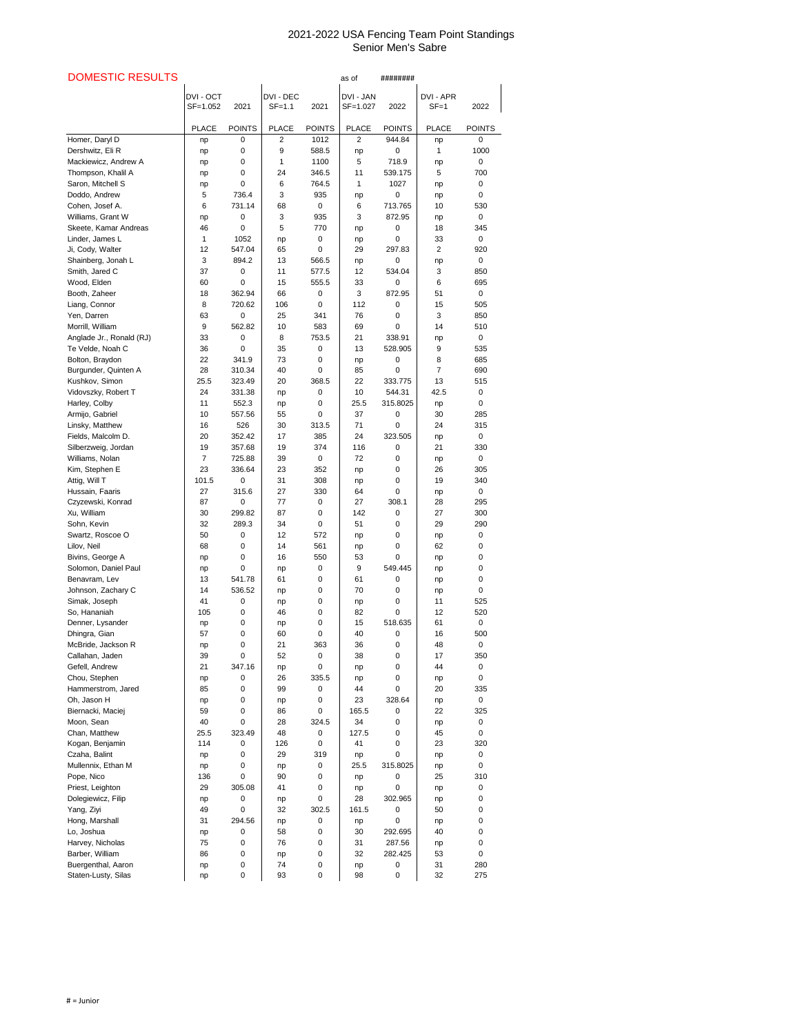# 2021-2022 USA Fencing Team Point Standings
## Senior Men's Sabre

**DOMESTIC RESULTS** as of ########

| | DVI - OCT SF=1.052 | 2021 | DVI - DEC SF=1.1 | 2021 | DVI - JAN SF=1.027 | 2022 | DVI - APR SF=1 | 2022 |
|---|---|---|---|---|---|---|---|---|
| | PLACE | POINTS | PLACE | POINTS | PLACE | POINTS | PLACE | POINTS |
| Homer, Daryl D | np | 0 | 2 | 1012 | 2 | 944.84 | np | 0 |
| Dershwitz, Eli R | np | 0 | 9 | 588.5 | np | 0 | 1 | 1000 |
| Mackiewicz, Andrew A | np | 0 | 1 | 1100 | 5 | 718.9 | np | 0 |
| Thompson, Khalil A | np | 0 | 24 | 346.5 | 11 | 539.175 | 5 | 700 |
| Saron, Mitchell S | np | 0 | 6 | 764.5 | 1 | 1027 | np | 0 |
| Doddo, Andrew | 5 | 736.4 | 3 | 935 | np | 0 | np | 0 |
| Cohen, Josef A. | 6 | 731.14 | 68 | 0 | 6 | 713.765 | 10 | 530 |
| Williams, Grant W | np | 0 | 3 | 935 | 3 | 872.95 | np | 0 |
| Skeete, Kamar Andreas | 46 | 0 | 5 | 770 | np | 0 | 18 | 345 |
| Linder, James L | 1 | 1052 | np | 0 | np | 0 | 33 | 0 |
| Ji, Cody, Walter | 12 | 547.04 | 65 | 0 | 29 | 297.83 | 2 | 920 |
| Shainberg, Jonah L | 3 | 894.2 | 13 | 566.5 | np | 0 | np | 0 |
| Smith, Jared C | 37 | 0 | 11 | 577.5 | 12 | 534.04 | 3 | 850 |
| Wood, Elden | 60 | 0 | 15 | 555.5 | 33 | 0 | 6 | 695 |
| Booth, Zaheer | 18 | 362.94 | 66 | 0 | 3 | 872.95 | 51 | 0 |
| Liang, Connor | 8 | 720.62 | 106 | 0 | 112 | 0 | 15 | 505 |
| Yen, Darren | 63 | 0 | 25 | 341 | 76 | 0 | 3 | 850 |
| Morrill, William | 9 | 562.82 | 10 | 583 | 69 | 0 | 14 | 510 |
| Anglade Jr., Ronald (RJ) | 33 | 0 | 8 | 753.5 | 21 | 338.91 | np | 0 |
| Te Velde, Noah C | 36 | 0 | 35 | 0 | 13 | 528.905 | 9 | 535 |
| Bolton, Braydon | 22 | 341.9 | 73 | 0 | np | 0 | 8 | 685 |
| Burgunder, Quinten A | 28 | 310.34 | 40 | 0 | 85 | 0 | 7 | 690 |
| Kushkov, Simon | 25.5 | 323.49 | 20 | 368.5 | 22 | 333.775 | 13 | 515 |
| Vidovszky, Robert T | 24 | 331.38 | np | 0 | 10 | 544.31 | 42.5 | 0 |
| Harley, Colby | 11 | 552.3 | np | 0 | 25.5 | 315.8025 | np | 0 |
| Armijo, Gabriel | 10 | 557.56 | 55 | 0 | 37 | 0 | 30 | 285 |
| Linsky, Matthew | 16 | 526 | 30 | 313.5 | 71 | 0 | 24 | 315 |
| Fields, Malcolm D. | 20 | 352.42 | 17 | 385 | 24 | 323.505 | np | 0 |
| Silberzweig, Jordan | 19 | 357.68 | 19 | 374 | 116 | 0 | 21 | 330 |
| Williams, Nolan | 7 | 725.88 | 39 | 0 | 72 | 0 | np | 0 |
| Kim, Stephen E | 23 | 336.64 | 23 | 352 | np | 0 | 26 | 305 |
| Attig, Will T | 101.5 | 0 | 31 | 308 | np | 0 | 19 | 340 |
| Hussain, Faaris | 27 | 315.6 | 27 | 330 | 64 | 0 | np | 0 |
| Czyzewski, Konrad | 87 | 0 | 77 | 0 | 27 | 308.1 | 28 | 295 |
| Xu, William | 30 | 299.82 | 87 | 0 | 142 | 0 | 27 | 300 |
| Sohn, Kevin | 32 | 289.3 | 34 | 0 | 51 | 0 | 29 | 290 |
| Swartz, Roscoe O | 50 | 0 | 12 | 572 | np | 0 | np | 0 |
| Lilov, Neil | 68 | 0 | 14 | 561 | np | 0 | 62 | 0 |
| Bivins, George A | np | 0 | 16 | 550 | 53 | 0 | np | 0 |
| Solomon, Daniel Paul | np | 0 | np | 0 | 9 | 549.445 | np | 0 |
| Benavram, Lev | 13 | 541.78 | 61 | 0 | 61 | 0 | np | 0 |
| Johnson, Zachary C | 14 | 536.52 | np | 0 | 70 | 0 | np | 0 |
| Simak, Joseph | 41 | 0 | np | 0 | np | 0 | 11 | 525 |
| So, Hananiah | 105 | 0 | 46 | 0 | 82 | 0 | 12 | 520 |
| Denner, Lysander | np | 0 | np | 0 | 15 | 518.635 | 61 | 0 |
| Dhingra, Gian | 57 | 0 | 60 | 0 | 40 | 0 | 16 | 500 |
| McBride, Jackson R | np | 0 | 21 | 363 | 36 | 0 | 48 | 0 |
| Callahan, Jaden | 39 | 0 | 52 | 0 | 38 | 0 | 17 | 350 |
| Gefell, Andrew | 21 | 347.16 | np | 0 | np | 0 | 44 | 0 |
| Chou, Stephen | np | 0 | 26 | 335.5 | np | 0 | np | 0 |
| Hammerstrom, Jared | 85 | 0 | 99 | 0 | 44 | 0 | 20 | 335 |
| Oh, Jason H | np | 0 | np | 0 | 23 | 328.64 | np | 0 |
| Biernacki, Maciej | 59 | 0 | 86 | 0 | 165.5 | 0 | 22 | 325 |
| Moon, Sean | 40 | 0 | 28 | 324.5 | 34 | 0 | np | 0 |
| Chan, Matthew | 25.5 | 323.49 | 48 | 0 | 127.5 | 0 | 45 | 0 |
| Kogan, Benjamin | 114 | 0 | 126 | 0 | 41 | 0 | 23 | 320 |
| Czaha, Balint | np | 0 | 29 | 319 | np | 0 | np | 0 |
| Mullennix, Ethan M | np | 0 | np | 0 | 25.5 | 315.8025 | np | 0 |
| Pope, Nico | 136 | 0 | 90 | 0 | np | 0 | 25 | 310 |
| Priest, Leighton | 29 | 305.08 | 41 | 0 | np | 0 | np | 0 |
| Dolegiewicz, Filip | np | 0 | np | 0 | 28 | 302.965 | np | 0 |
| Yang, Ziyi | 49 | 0 | 32 | 302.5 | 161.5 | 0 | 50 | 0 |
| Hong, Marshall | 31 | 294.56 | np | 0 | np | 0 | np | 0 |
| Lo, Joshua | np | 0 | 58 | 0 | 30 | 292.695 | 40 | 0 |
| Harvey, Nicholas | 75 | 0 | 76 | 0 | 31 | 287.56 | np | 0 |
| Barber, William | 86 | 0 | np | 0 | 32 | 282.425 | 53 | 0 |
| Buergenthal, Aaron | np | 0 | 74 | 0 | np | 0 | 31 | 280 |
| Staten-Lusty, Silas | np | 0 | 93 | 0 | 98 | 0 | 32 | 275 |

# = Junior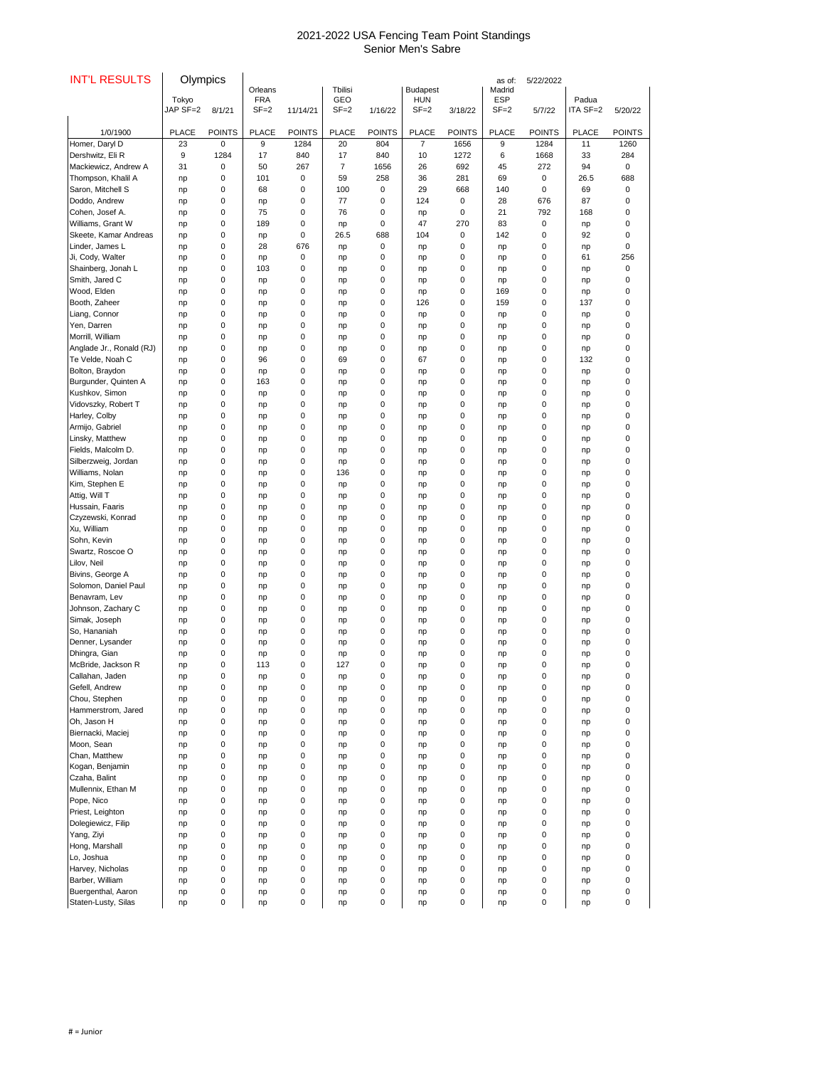# 2021-2022 USA Fencing Team Point Standings
## Senior Men's Sabre

| INT'L RESULTS | Olympics | | | | | | | | as of: | 5/22/2022 | | |
|---|---|---|---|---|---|---|---|---|---|---|---|---|
| | Tokyo | | Orleans FRA | | Tbilisi GEO | | Budapest HUN | | Madrid ESP | | Padua | |
| | JAP SF=2 | 8/1/21 | SF=2 | 11/14/21 | SF=2 | 1/16/22 | SF=2 | 3/18/22 | SF=2 | 5/7/22 | ITA SF=2 | 5/20/22 |
| 1/0/1900 | PLACE | POINTS | PLACE | POINTS | PLACE | POINTS | PLACE | POINTS | PLACE | POINTS | PLACE | POINTS |
| Homer, Daryl D | 23 | 0 | 9 | 1284 | 20 | 804 | 7 | 1656 | 9 | 1284 | 11 | 1260 |
| Dershwitz, Eli R | 9 | 1284 | 17 | 840 | 17 | 840 | 10 | 1272 | 6 | 1668 | 33 | 284 |
| Mackiewicz, Andrew A | 31 | 0 | 50 | 267 | 7 | 1656 | 26 | 692 | 45 | 272 | 94 | 0 |
| Thompson, Khalil A | np | 0 | 101 | 0 | 59 | 258 | 36 | 281 | 69 | 0 | 26.5 | 688 |
| Saron, Mitchell S | np | 0 | 68 | 0 | 100 | 0 | 29 | 668 | 140 | 0 | 69 | 0 |
| Doddo, Andrew | np | 0 | np | 0 | 77 | 0 | 124 | 0 | 28 | 676 | 87 | 0 |
| Cohen, Josef A. | np | 0 | 75 | 0 | 76 | 0 | np | 0 | 21 | 792 | 168 | 0 |
| Williams, Grant W | np | 0 | 189 | 0 | np | 0 | 47 | 270 | 83 | 0 | np | 0 |
| Skeete, Kamar Andreas | np | 0 | np | 0 | 26.5 | 688 | 104 | 0 | 142 | 0 | 92 | 0 |
| Linder, James L | np | 0 | 28 | 676 | np | 0 | np | 0 | np | 0 | np | 0 |
| Ji, Cody, Walter | np | 0 | np | 0 | np | 0 | np | 0 | np | 0 | 61 | 256 |
| Shainberg, Jonah L | np | 0 | 103 | 0 | np | 0 | np | 0 | np | 0 | np | 0 |
| Smith, Jared C | np | 0 | np | 0 | np | 0 | np | 0 | np | 0 | np | 0 |
| Wood, Elden | np | 0 | np | 0 | np | 0 | np | 0 | 169 | 0 | np | 0 |
| Booth, Zaheer | np | 0 | np | 0 | np | 0 | 126 | 0 | 159 | 0 | 137 | 0 |
| Liang, Connor | np | 0 | np | 0 | np | 0 | np | 0 | np | 0 | np | 0 |
| Yen, Darren | np | 0 | np | 0 | np | 0 | np | 0 | np | 0 | np | 0 |
| Morrill, William | np | 0 | np | 0 | np | 0 | np | 0 | np | 0 | np | 0 |
| Anglade Jr., Ronald (RJ) | np | 0 | np | 0 | np | 0 | np | 0 | np | 0 | np | 0 |
| Te Velde, Noah C | np | 0 | 96 | 0 | 69 | 0 | 67 | 0 | np | 0 | 132 | 0 |
| Bolton, Braydon | np | 0 | np | 0 | np | 0 | np | 0 | np | 0 | np | 0 |
| Burgunder, Quinten A | np | 0 | 163 | 0 | np | 0 | np | 0 | np | 0 | np | 0 |
| Kushkov, Simon | np | 0 | np | 0 | np | 0 | np | 0 | np | 0 | np | 0 |
| Vidovszky, Robert T | np | 0 | np | 0 | np | 0 | np | 0 | np | 0 | np | 0 |
| Harley, Colby | np | 0 | np | 0 | np | 0 | np | 0 | np | 0 | np | 0 |
| Armijo, Gabriel | np | 0 | np | 0 | np | 0 | np | 0 | np | 0 | np | 0 |
| Linsky, Matthew | np | 0 | np | 0 | np | 0 | np | 0 | np | 0 | np | 0 |
| Fields, Malcolm D. | np | 0 | np | 0 | np | 0 | np | 0 | np | 0 | np | 0 |
| Silberzweig, Jordan | np | 0 | np | 0 | np | 0 | np | 0 | np | 0 | np | 0 |
| Williams, Nolan | np | 0 | np | 0 | 136 | 0 | np | 0 | np | 0 | np | 0 |
| Kim, Stephen E | np | 0 | np | 0 | np | 0 | np | 0 | np | 0 | np | 0 |
| Attig, Will T | np | 0 | np | 0 | np | 0 | np | 0 | np | 0 | np | 0 |
| Hussain, Faaris | np | 0 | np | 0 | np | 0 | np | 0 | np | 0 | np | 0 |
| Czyzewski, Konrad | np | 0 | np | 0 | np | 0 | np | 0 | np | 0 | np | 0 |
| Xu, William | np | 0 | np | 0 | np | 0 | np | 0 | np | 0 | np | 0 |
| Sohn, Kevin | np | 0 | np | 0 | np | 0 | np | 0 | np | 0 | np | 0 |
| Swartz, Roscoe O | np | 0 | np | 0 | np | 0 | np | 0 | np | 0 | np | 0 |
| Lilov, Neil | np | 0 | np | 0 | np | 0 | np | 0 | np | 0 | np | 0 |
| Bivins, George A | np | 0 | np | 0 | np | 0 | np | 0 | np | 0 | np | 0 |
| Solomon, Daniel Paul | np | 0 | np | 0 | np | 0 | np | 0 | np | 0 | np | 0 |
| Benavram, Lev | np | 0 | np | 0 | np | 0 | np | 0 | np | 0 | np | 0 |
| Johnson, Zachary C | np | 0 | np | 0 | np | 0 | np | 0 | np | 0 | np | 0 |
| Simak, Joseph | np | 0 | np | 0 | np | 0 | np | 0 | np | 0 | np | 0 |
| So, Hananiah | np | 0 | np | 0 | np | 0 | np | 0 | np | 0 | np | 0 |
| Denner, Lysander | np | 0 | np | 0 | np | 0 | np | 0 | np | 0 | np | 0 |
| Dhingra, Gian | np | 0 | np | 0 | np | 0 | np | 0 | np | 0 | np | 0 |
| McBride, Jackson R | np | 0 | 113 | 0 | 127 | 0 | np | 0 | np | 0 | np | 0 |
| Callahan, Jaden | np | 0 | np | 0 | np | 0 | np | 0 | np | 0 | np | 0 |
| Gefell, Andrew | np | 0 | np | 0 | np | 0 | np | 0 | np | 0 | np | 0 |
| Chou, Stephen | np | 0 | np | 0 | np | 0 | np | 0 | np | 0 | np | 0 |
| Hammerstrom, Jared | np | 0 | np | 0 | np | 0 | np | 0 | np | 0 | np | 0 |
| Oh, Jason H | np | 0 | np | 0 | np | 0 | np | 0 | np | 0 | np | 0 |
| Biernacki, Maciej | np | 0 | np | 0 | np | 0 | np | 0 | np | 0 | np | 0 |
| Moon, Sean | np | 0 | np | 0 | np | 0 | np | 0 | np | 0 | np | 0 |
| Chan, Matthew | np | 0 | np | 0 | np | 0 | np | 0 | np | 0 | np | 0 |
| Kogan, Benjamin | np | 0 | np | 0 | np | 0 | np | 0 | np | 0 | np | 0 |
| Czaha, Balint | np | 0 | np | 0 | np | 0 | np | 0 | np | 0 | np | 0 |
| Mullennix, Ethan M | np | 0 | np | 0 | np | 0 | np | 0 | np | 0 | np | 0 |
| Pope, Nico | np | 0 | np | 0 | np | 0 | np | 0 | np | 0 | np | 0 |
| Priest, Leighton | np | 0 | np | 0 | np | 0 | np | 0 | np | 0 | np | 0 |
| Dolegiewicz, Filip | np | 0 | np | 0 | np | 0 | np | 0 | np | 0 | np | 0 |
| Yang, Ziyi | np | 0 | np | 0 | np | 0 | np | 0 | np | 0 | np | 0 |
| Hong, Marshall | np | 0 | np | 0 | np | 0 | np | 0 | np | 0 | np | 0 |
| Lo, Joshua | np | 0 | np | 0 | np | 0 | np | 0 | np | 0 | np | 0 |
| Harvey, Nicholas | np | 0 | np | 0 | np | 0 | np | 0 | np | 0 | np | 0 |
| Barber, William | np | 0 | np | 0 | np | 0 | np | 0 | np | 0 | np | 0 |
| Buergenthal, Aaron | np | 0 | np | 0 | np | 0 | np | 0 | np | 0 | np | 0 |
| Staten-Lusty, Silas | np | 0 | np | 0 | np | 0 | np | 0 | np | 0 | np | 0 |

# = Junior